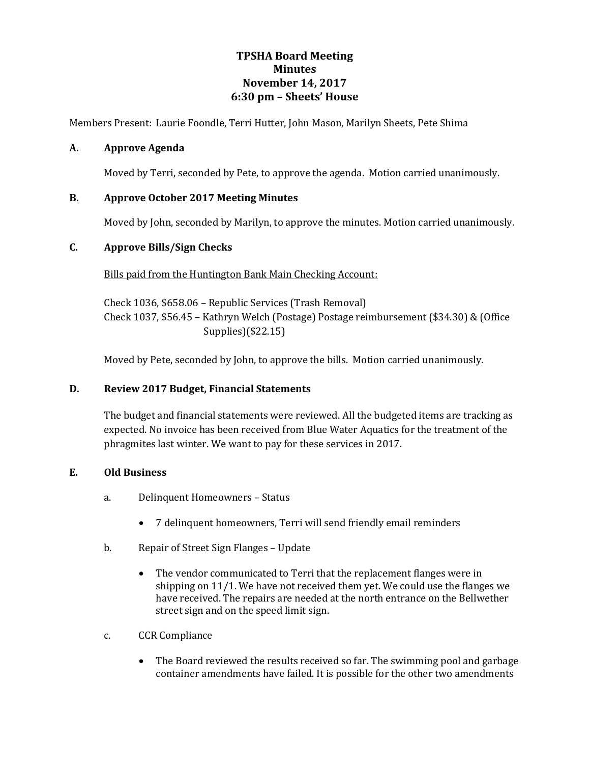# TPSHA Board Meeting
# Minutes
# November 14, 2017
# 6:30 pm – Sheets' House

Members Present: Laurie Foondle, Terri Hutter, John Mason, Marilyn Sheets, Pete Shima

## A. Approve Agenda

Moved by Terri, seconded by Pete, to approve the agenda. Motion carried unanimously.

## B. Approve October 2017 Meeting Minutes

Moved by John, seconded by Marilyn, to approve the minutes. Motion carried unanimously.

## C. Approve Bills/Sign Checks

Bills paid from the Huntington Bank Main Checking Account:

Check 1036, $658.06 – Republic Services (Trash Removal)
Check 1037, $56.45 – Kathryn Welch (Postage) Postage reimbursement ($34.30) & (Office Supplies)($22.15)

Moved by Pete, seconded by John, to approve the bills. Motion carried unanimously.

## D. Review 2017 Budget, Financial Statements

The budget and financial statements were reviewed. All the budgeted items are tracking as expected. No invoice has been received from Blue Water Aquatics for the treatment of the phragmites last winter. We want to pay for these services in 2017.

## E. Old Business

a. Delinquent Homeowners – Status

- 7 delinquent homeowners, Terri will send friendly email reminders

b. Repair of Street Sign Flanges – Update

- The vendor communicated to Terri that the replacement flanges were in shipping on 11/1. We have not received them yet. We could use the flanges we have received. The repairs are needed at the north entrance on the Bellwether street sign and on the speed limit sign.

c. CCR Compliance

- The Board reviewed the results received so far. The swimming pool and garbage container amendments have failed. It is possible for the other two amendments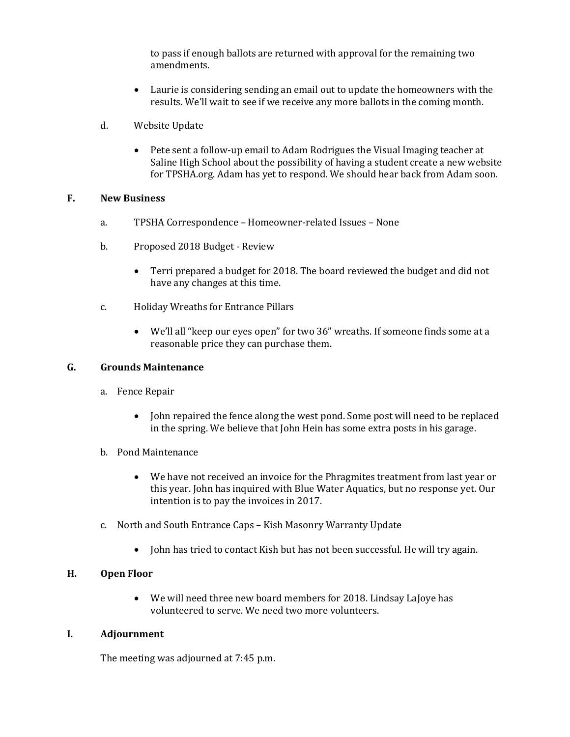to pass if enough ballots are returned with approval for the remaining two amendments.

- Laurie is considering sending an email out to update the homeowners with the results. We'll wait to see if we receive any more ballots in the coming month.

d. Website Update

- Pete sent a follow-up email to Adam Rodrigues the Visual Imaging teacher at Saline High School about the possibility of having a student create a new website for TPSHA.org. Adam has yet to respond. We should hear back from Adam soon.

## F. New Business

a. TPSHA Correspondence – Homeowner-related Issues – None

b. Proposed 2018 Budget - Review

- Terri prepared a budget for 2018. The board reviewed the budget and did not have any changes at this time.

c. Holiday Wreaths for Entrance Pillars

- We'll all "keep our eyes open" for two 36" wreaths. If someone finds some at a reasonable price they can purchase them.

## G. Grounds Maintenance

a. Fence Repair

- John repaired the fence along the west pond. Some post will need to be replaced in the spring. We believe that John Hein has some extra posts in his garage.

b. Pond Maintenance

- We have not received an invoice for the Phragmites treatment from last year or this year. John has inquired with Blue Water Aquatics, but no response yet. Our intention is to pay the invoices in 2017.

c. North and South Entrance Caps – Kish Masonry Warranty Update

- John has tried to contact Kish but has not been successful. He will try again.

## H. Open Floor

- We will need three new board members for 2018. Lindsay LaJoye has volunteered to serve. We need two more volunteers.

## I. Adjournment

The meeting was adjourned at 7:45 p.m.